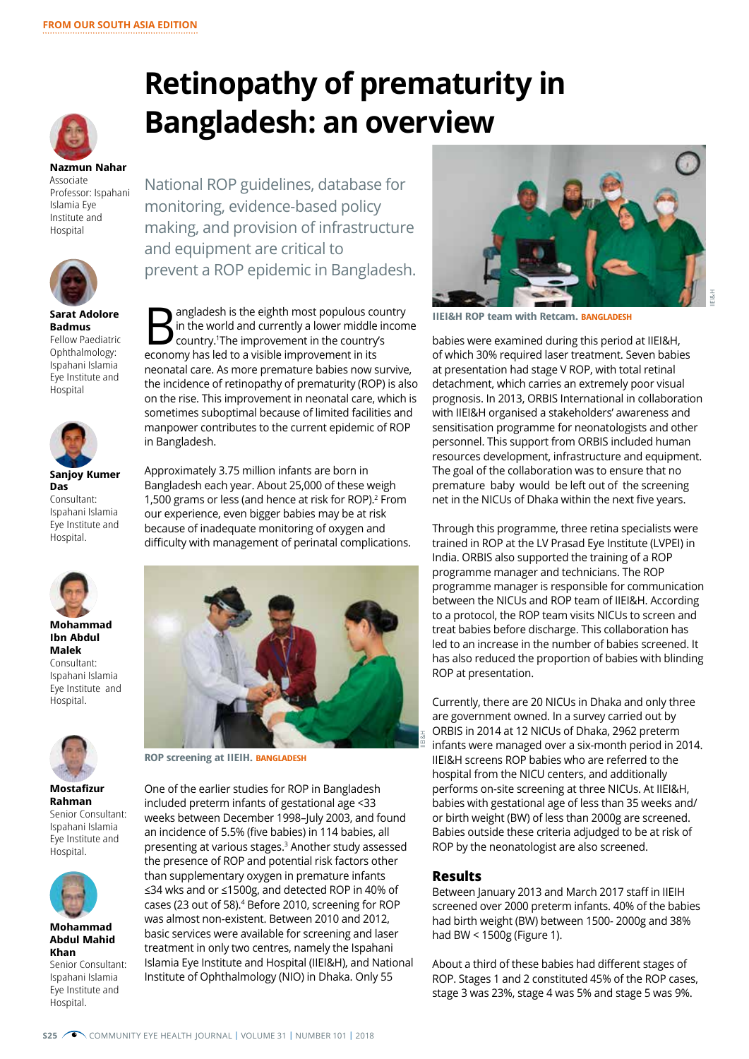FROM OUR SOUTH ASIA EDITION

# Retinopathy of prematurity in Bangladesh: an overview

**Nazmun Nahar**
Associate Professor: Ispahani Islamia Eye Institute and Hospital

**Sarat Adolore Badmus**
Fellow Paediatric Ophthalmology: Ispahani Islamia Eye Institute and Hospital

**Sanjoy Kumer Das**
Consultant: Ispahani Islamia Eye Institute and Hospital.

**Mohammad Ibn Abdul Malek**
Consultant: Ispahani Islamia Eye Institute and Hospital.

**Mostafizur Rahman**
Senior Consultant: Ispahani Islamia Eye Institute and Hospital.

**Mohammad Abdul Mahid Khan**
Senior Consultant: Ispahani Islamia Eye Institute and Hospital.

National ROP guidelines, database for monitoring, evidence-based policy making, and provision of infrastructure and equipment are critical to prevent a ROP epidemic in Bangladesh.

Bangladesh is the eighth most populous country in the world and currently a lower middle income country.[1] The improvement in the country's economy has led to a visible improvement in its neonatal care. As more premature babies now survive, the incidence of retinopathy of prematurity (ROP) is also on the rise. This improvement in neonatal care, which is sometimes suboptimal because of limited facilities and manpower contributes to the current epidemic of ROP in Bangladesh.

Approximately 3.75 million infants are born in Bangladesh each year. About 25,000 of these weigh 1,500 grams or less (and hence at risk for ROP).[2] From our experience, even bigger babies may be at risk because of inadequate monitoring of oxygen and difficulty with management of perinatal complications.

ROP screening at IIEIH. BANGLADESH

One of the earlier studies for ROP in Bangladesh included preterm infants of gestational age <33 weeks between December 1998–July 2003, and found an incidence of 5.5% (five babies) in 114 babies, all presenting at various stages.[3] Another study assessed the presence of ROP and potential risk factors other than supplementary oxygen in premature infants ≤34 wks and or ≤1500g, and detected ROP in 40% of cases (23 out of 58).[4] Before 2010, screening for ROP was almost non-existent. Between 2010 and 2012, basic services were available for screening and laser treatment in only two centres, namely the Ispahani Islamia Eye Institute and Hospital (IIEI&H), and National Institute of Ophthalmology (NIO) in Dhaka. Only 55 babies were examined during this period at IIEI&H, of which 30% required laser treatment. Seven babies at presentation had stage V ROP, with total retinal detachment, which carries an extremely poor visual prognosis. In 2013, ORBIS International in collaboration with IIEI&H organised a stakeholders' awareness and sensitisation programme for neonatologists and other personnel. This support from ORBIS included human resources development, infrastructure and equipment. The goal of the collaboration was to ensure that no premature baby would be left out of the screening net in the NICUs of Dhaka within the next five years.

IIEI&H ROP team with Retcam. BANGLADESH

Through this programme, three retina specialists were trained in ROP at the LV Prasad Eye Institute (LVPEI) in India. ORBIS also supported the training of a ROP programme manager and technicians. The ROP programme manager is responsible for communication between the NICUs and ROP team of IIEI&H. According to a protocol, the ROP team visits NICUs to screen and treat babies before discharge. This collaboration has led to an increase in the number of babies screened. It has also reduced the proportion of babies with blinding ROP at presentation.

Currently, there are 20 NICUs in Dhaka and only three are government owned. In a survey carried out by ORBIS in 2014 at 12 NICUs of Dhaka, 2962 preterm infants were managed over a six-month period in 2014. IIEI&H screens ROP babies who are referred to the hospital from the NICU centers, and additionally performs on-site screening at three NICUs. At IIEI&H, babies with gestational age of less than 35 weeks and/or birth weight (BW) of less than 2000g are screened. Babies outside these criteria adjudged to be at risk of ROP by the neonatologist are also screened.

## Results

Between January 2013 and March 2017 staff in IIEIH screened over 2000 preterm infants. 40% of the babies had birth weight (BW) between 1500- 2000g and 38% had BW < 1500g (Figure 1).

About a third of these babies had different stages of ROP. Stages 1 and 2 constituted 45% of the ROP cases, stage 3 was 23%, stage 4 was 5% and stage 5 was 9%.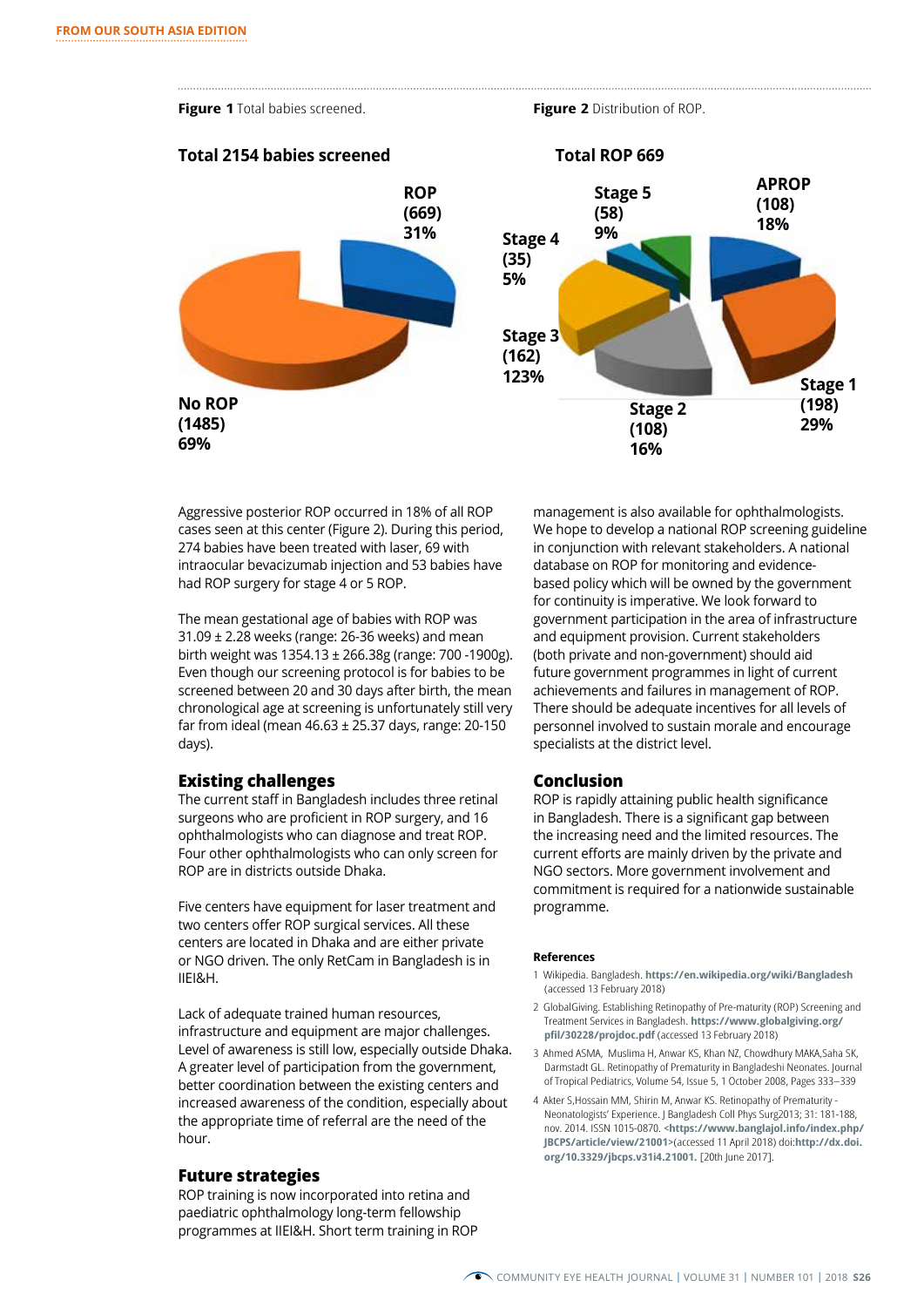**Figure 1** Total babies screened.

Total 2154 babies screened

ROP
(669)
31%

No ROP
(1485)
69%

**Figure 2** Distribution of ROP.

Total ROP 669

Stage 5
(58)
9%

APROP
(108)
18%

Stage 4
(35)
5%

Stage 3
(162)
123%

Stage 1
(198)
29%

Stage 2
(108)
16%

Aggressive posterior ROP occurred in 18% of all ROP cases seen at this center (Figure 2). During this period, 274 babies have been treated with laser, 69 with intraocular bevacizumab injection and 53 babies have had ROP surgery for stage 4 or 5 ROP.

The mean gestational age of babies with ROP was 31.09 ± 2.28 weeks (range: 26-36 weeks) and mean birth weight was 1354.13 ± 266.38g (range: 700 -1900g). Even though our screening protocol is for babies to be screened between 20 and 30 days after birth, the mean chronological age at screening is unfortunately still very far from ideal (mean 46.63 ± 25.37 days, range: 20-150 days).

## Existing challenges

The current staff in Bangladesh includes three retinal surgeons who are proficient in ROP surgery, and 16 ophthalmologists who can diagnose and treat ROP. Four other ophthalmologists who can only screen for ROP are in districts outside Dhaka.

Five centers have equipment for laser treatment and two centers offer ROP surgical services. All these centers are located in Dhaka and are either private or NGO driven. The only RetCam in Bangladesh is in IIEI&H.

Lack of adequate trained human resources, infrastructure and equipment are major challenges. Level of awareness is still low, especially outside Dhaka. A greater level of participation from the government, better coordination between the existing centers and increased awareness of the condition, especially about the appropriate time of referral are the need of the hour.

## Future strategies

ROP training is now incorporated into retina and paediatric ophthalmology long-term fellowship programmes at IIEI&H. Short term training in ROP management is also available for ophthalmologists. We hope to develop a national ROP screening guideline in conjunction with relevant stakeholders. A national database on ROP for monitoring and evidence-based policy which will be owned by the government for continuity is imperative. We look forward to government participation in the area of infrastructure and equipment provision. Current stakeholders (both private and non-government) should aid future government programmes in light of current achievements and failures in management of ROP. There should be adequate incentives for all levels of personnel involved to sustain morale and encourage specialists at the district level.

## Conclusion

ROP is rapidly attaining public health significance in Bangladesh. There is a significant gap between the increasing need and the limited resources. The current efforts are mainly driven by the private and NGO sectors. More government involvement and commitment is required for a nationwide sustainable programme.

### References

1. Wikipedia. Bangladesh. **https://en.wikipedia.org/wiki/Bangladesh** (accessed 13 February 2018)
2. GlobalGiving. Establishing Retinopathy of Pre-maturity (ROP) Screening and Treatment Services in Bangladesh. **https://www.globalgiving.org/pfil/30228/projdoc.pdf** (accessed 13 February 2018)
3. Ahmed ASMA, Muslima H, Anwar KS, Khan NZ, Chowdhury MAKA,Saha SK, Darmstadt GL. Retinopathy of Prematurity in Bangladeshi Neonates. Journal of Tropical Pediatrics, Volume 54, Issue 5, 1 October 2008, Pages 333–339
4. Akter S,Hossain MM, Shirin M, Anwar KS. Retinopathy of Prematurity - Neonatologists' Experience. J Bangladesh Coll Phys Surg2013; 31: 181-188, nov. 2014. ISSN 1015-0870. <**https://www.banglajol.info/index.php/JBCPS/article/view/21001**>(accessed 11 April 2018) doi:**http://dx.doi.org/10.3329/jbcps.v31i4.21001.** [20th June 2017].